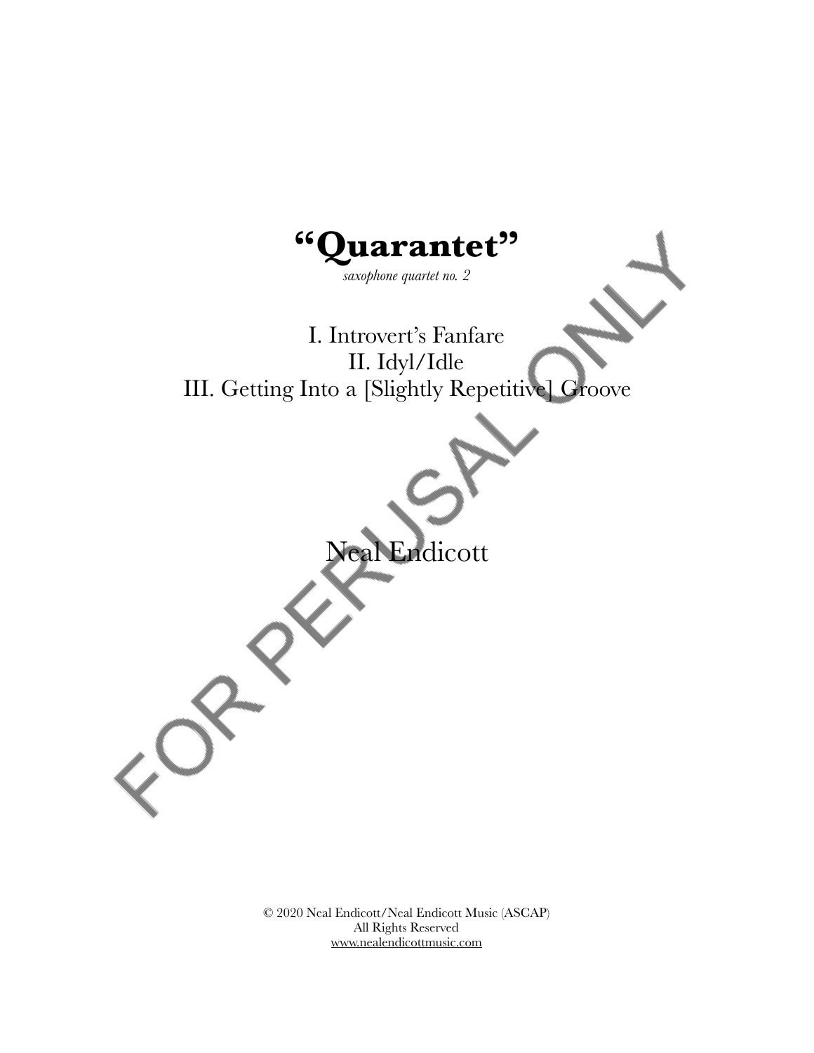# "Quarantet"

*saxophone quartet no. 2*

I. Introvert's Fanfare
II. Idyl/Idle
III. Getting Into a [Slightly Repetitive] Groove

Neal Endicott

FOR PERUSAL ONLY

© 2020 Neal Endicott/Neal Endicott Music (ASCAP)
All Rights Reserved
www.nealendicottmusic.com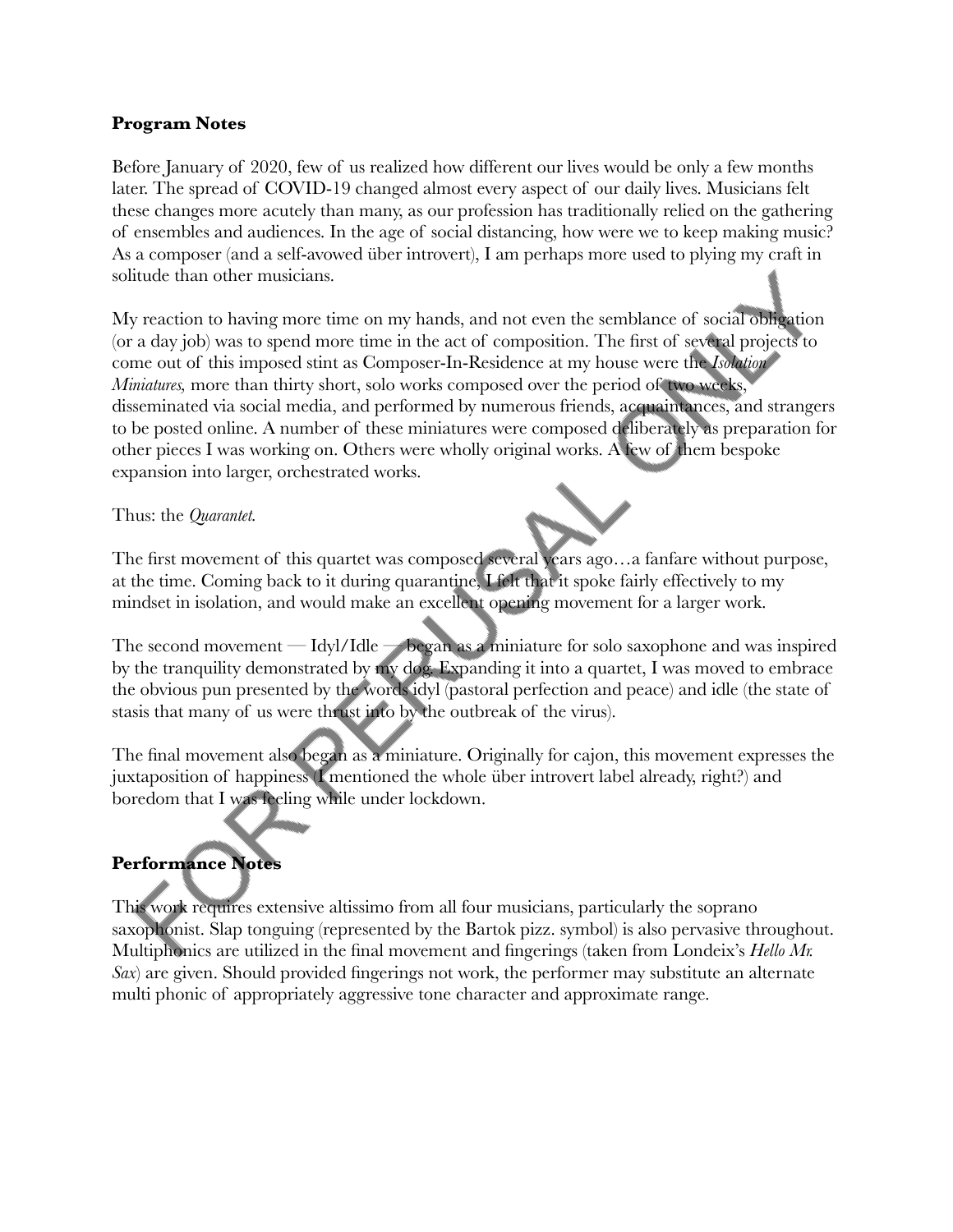## Program Notes

Before January of 2020, few of us realized how different our lives would be only a few months later. The spread of COVID-19 changed almost every aspect of our daily lives. Musicians felt these changes more acutely than many, as our profession has traditionally relied on the gathering of ensembles and audiences. In the age of social distancing, how were we to keep making music? As a composer (and a self-avowed über introvert), I am perhaps more used to plying my craft in solitude than other musicians.

My reaction to having more time on my hands, and not even the semblance of social obligation (or a day job) was to spend more time in the act of composition. The first of several projects to come out of this imposed stint as Composer-In-Residence at my house were the *Isolation Miniatures,* more than thirty short, solo works composed over the period of two weeks, disseminated via social media, and performed by numerous friends, acquaintances, and strangers to be posted online. A number of these miniatures were composed deliberately as preparation for other pieces I was working on. Others were wholly original works. A few of them bespoke expansion into larger, orchestrated works.

Thus: the *Quarantet.*

The first movement of this quartet was composed several years ago…a fanfare without purpose, at the time. Coming back to it during quarantine, I felt that it spoke fairly effectively to my mindset in isolation, and would make an excellent opening movement for a larger work.

The second movement — Idyl/Idle — began as a miniature for solo saxophone and was inspired by the tranquility demonstrated by my dog. Expanding it into a quartet, I was moved to embrace the obvious pun presented by the words idyl (pastoral perfection and peace) and idle (the state of stasis that many of us were thrust into by the outbreak of the virus).

The final movement also began as a miniature. Originally for cajon, this movement expresses the juxtaposition of happiness (I mentioned the whole über introvert label already, right?) and boredom that I was feeling while under lockdown.

## Performance Notes

This work requires extensive altissimo from all four musicians, particularly the soprano saxophonist. Slap tonguing (represented by the Bartok pizz. symbol) is also pervasive throughout. Multiphonics are utilized in the final movement and fingerings (taken from Londeix's *Hello Mr. Sax*) are given. Should provided fingerings not work, the performer may substitute an alternate multi phonic of appropriately aggressive tone character and approximate range.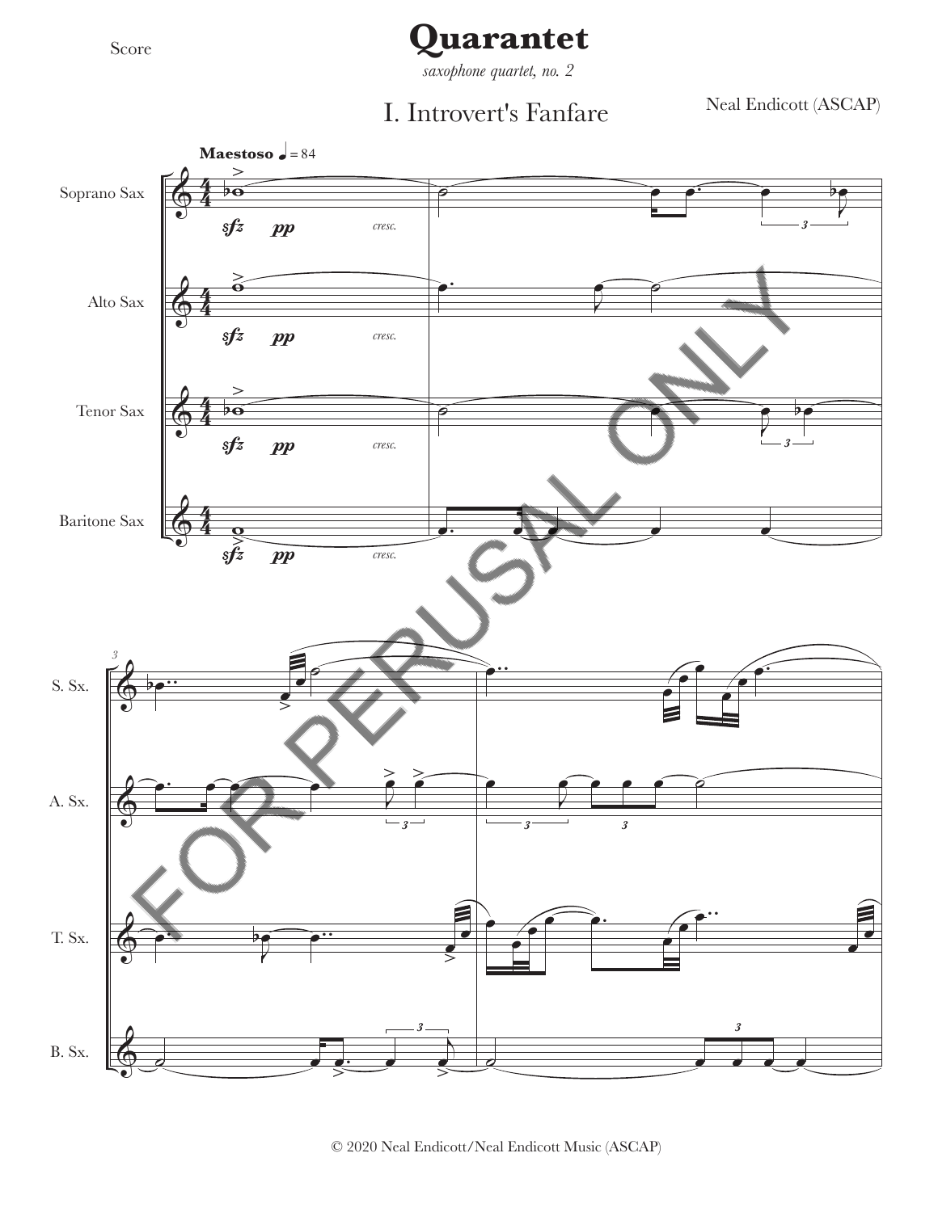Score

# Quarantet

*saxophone quartet, no. 2*

## I. Introvert's Fanfare

Neal Endicott (ASCAP)

© 2020 Neal Endicott/Neal Endicott Music (ASCAP)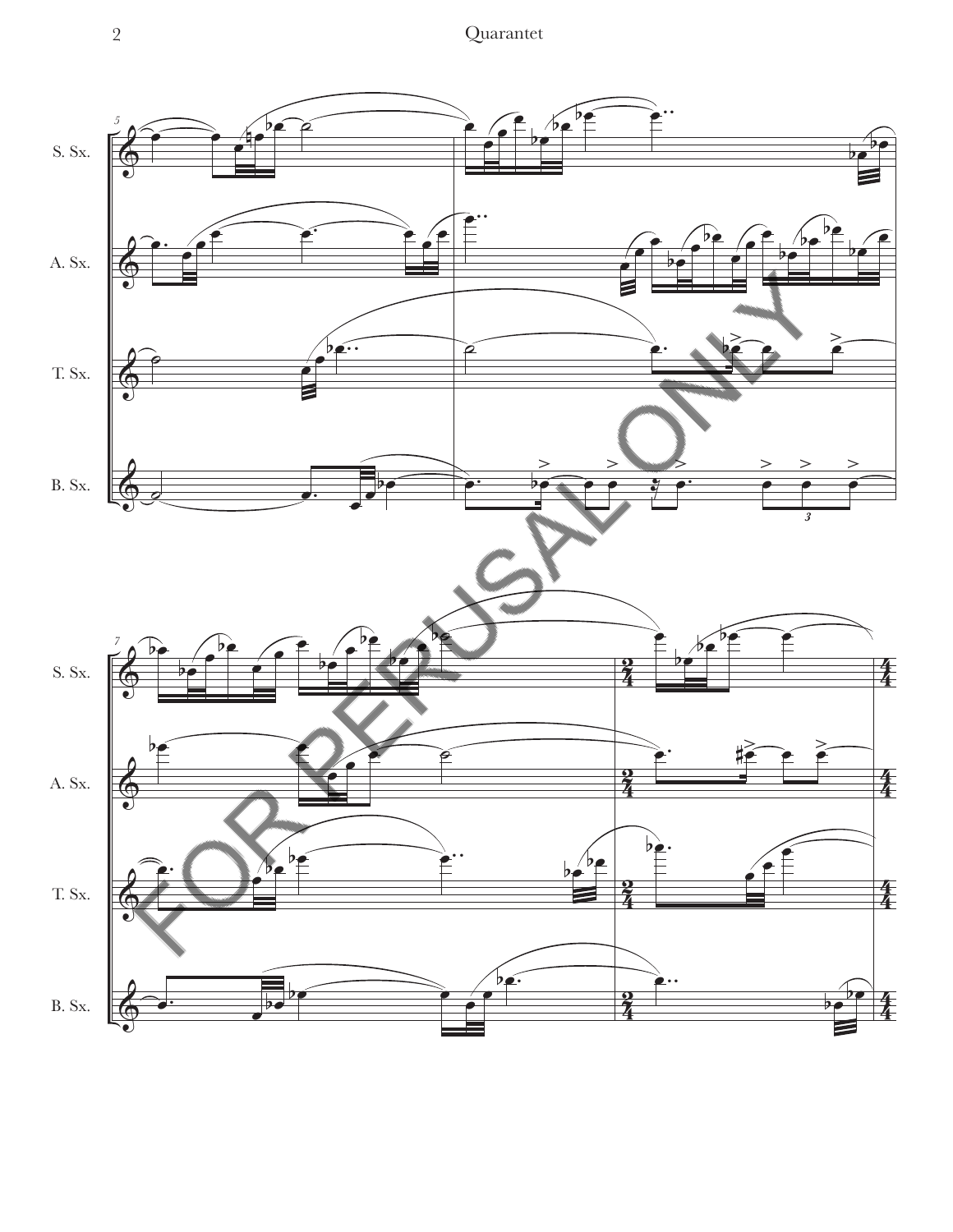S. Sx.

A. Sx.

T. Sx.

B. Sx.

FOR PERUSAL ONLY

S. Sx.

A. Sx.

T. Sx.

B. Sx.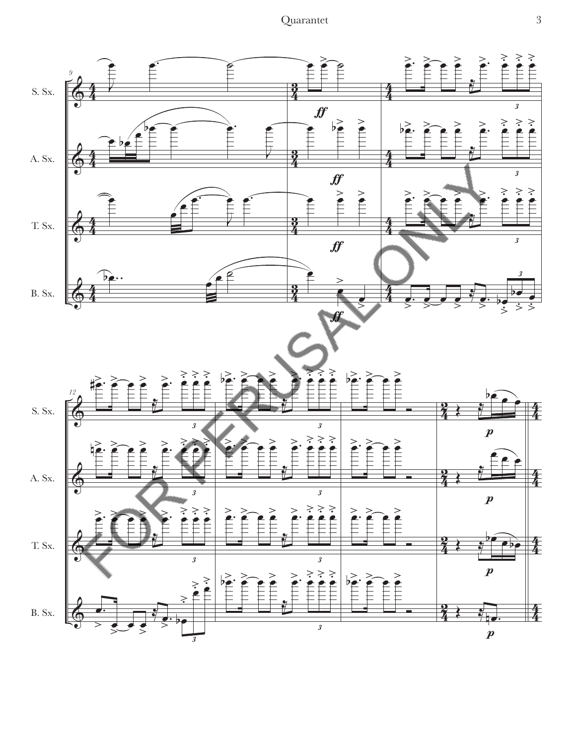FOR PERUSAL ONLY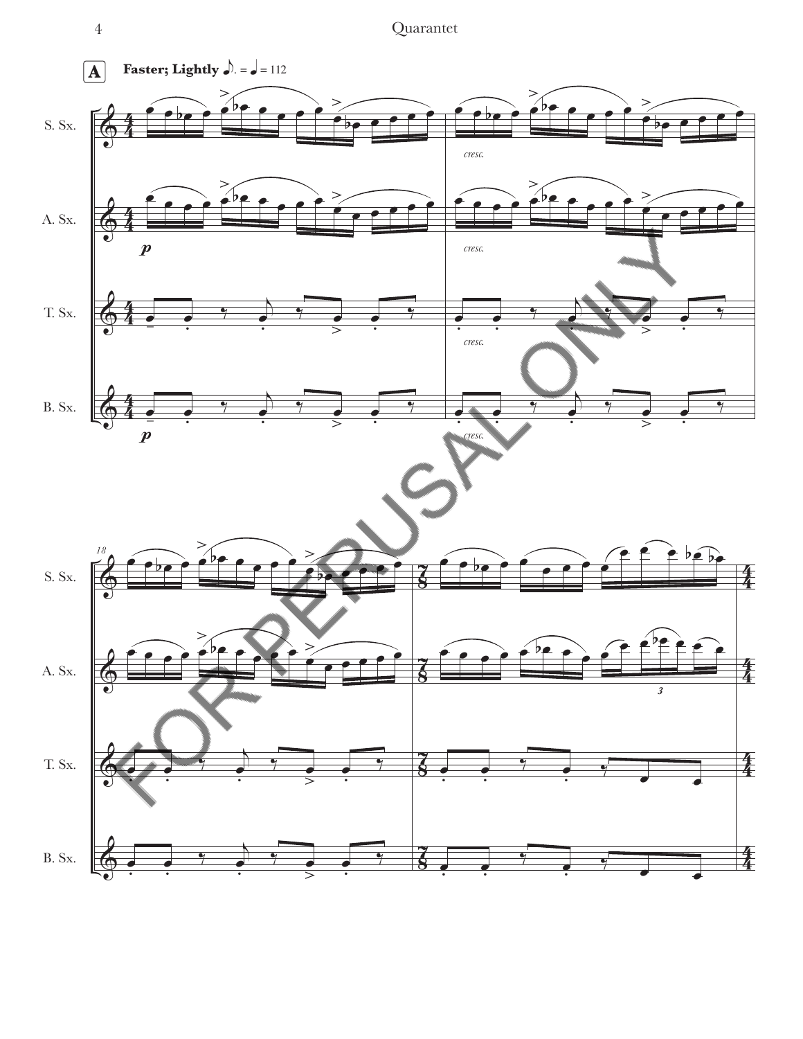**A** **Faster; Lightly** ♪. = ♩ = 112

S. Sx.

A. Sx.

T. Sx.

B. Sx.

*p*

*cresc.*

18

FOR PERUSAL ONLY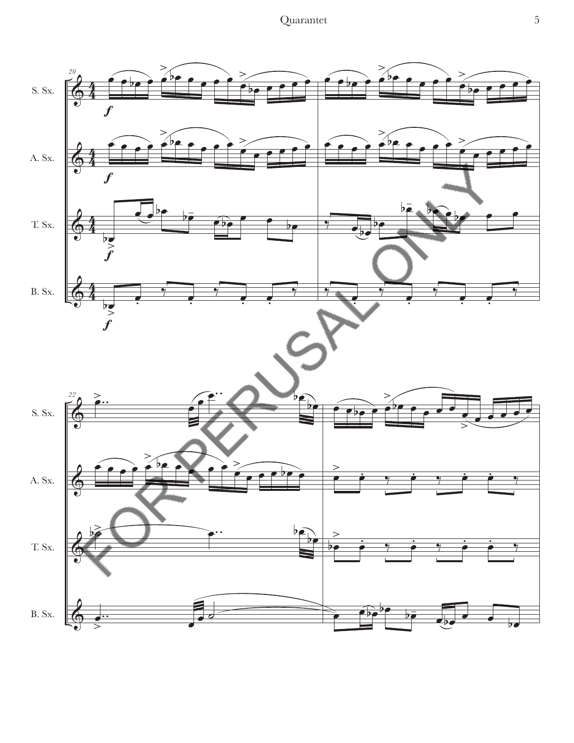S. Sx.

A. Sx.

T. Sx.

B. Sx.

FOR PERUSAL ONLY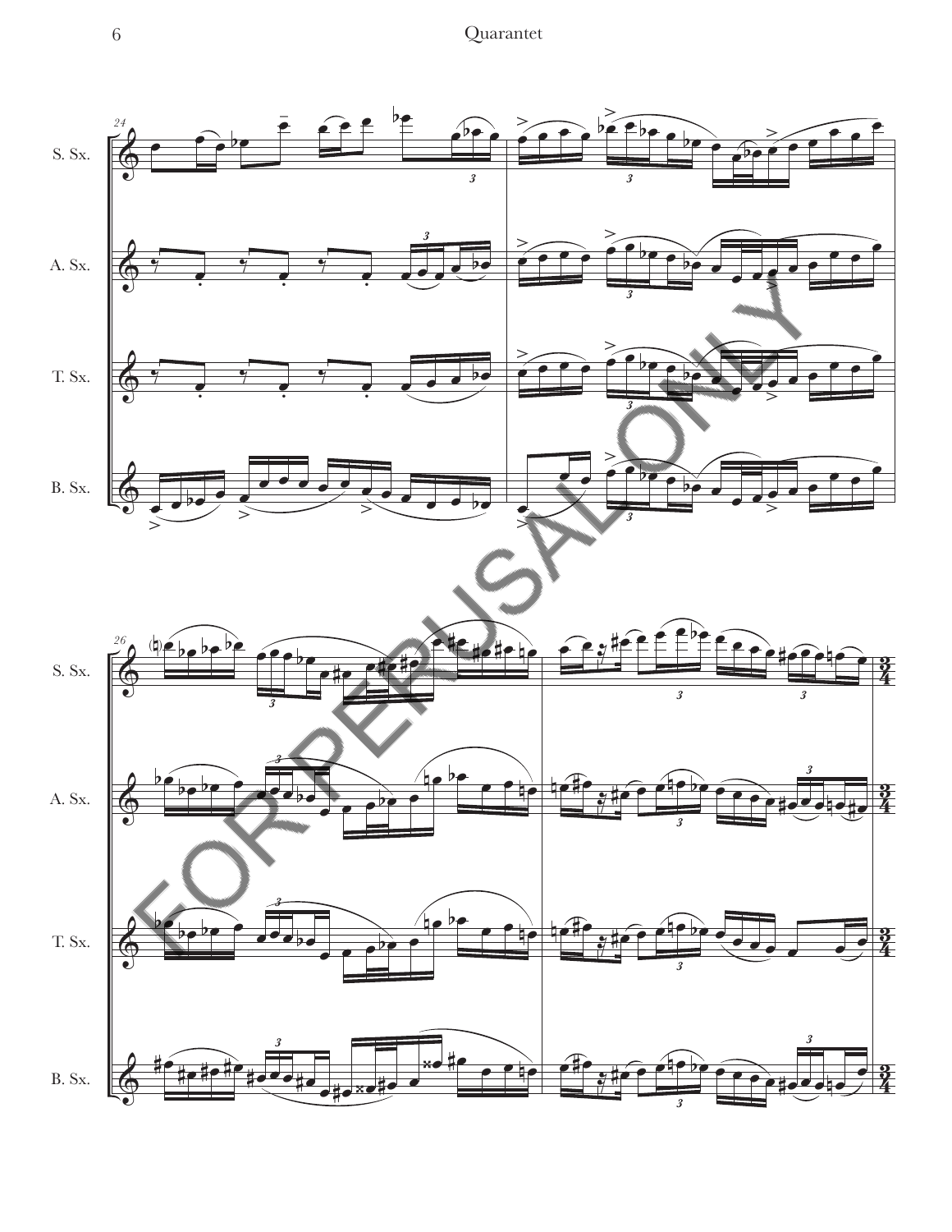S. Sx.

A. Sx.

T. Sx.

B. Sx.

S. Sx.

A. Sx.

T. Sx.

B. Sx.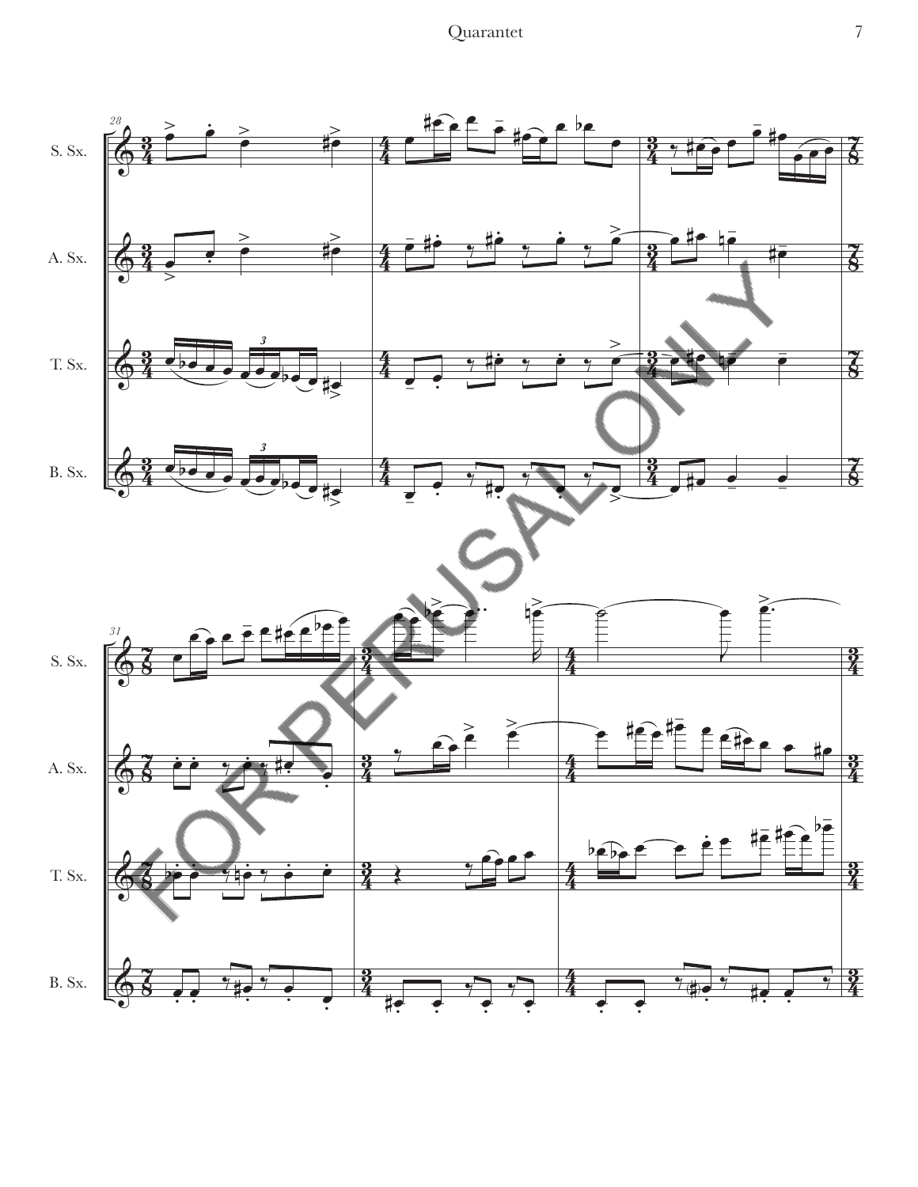S. Sx.

A. Sx.

T. Sx.

B. Sx.

FOR PERUSAL ONLY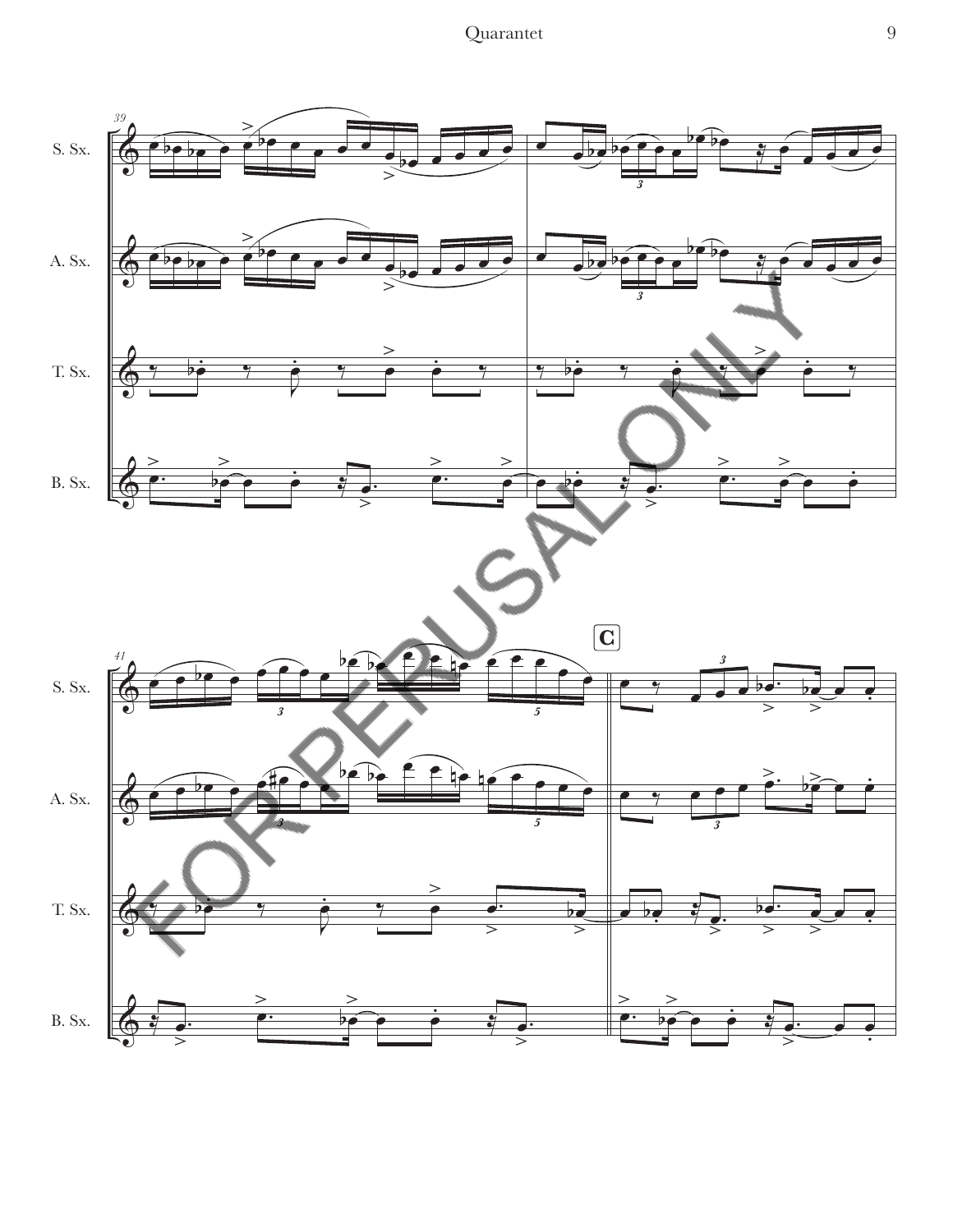S. Sx.

A. Sx.

T. Sx.

B. Sx.

C

FOR PERUSAL ONLY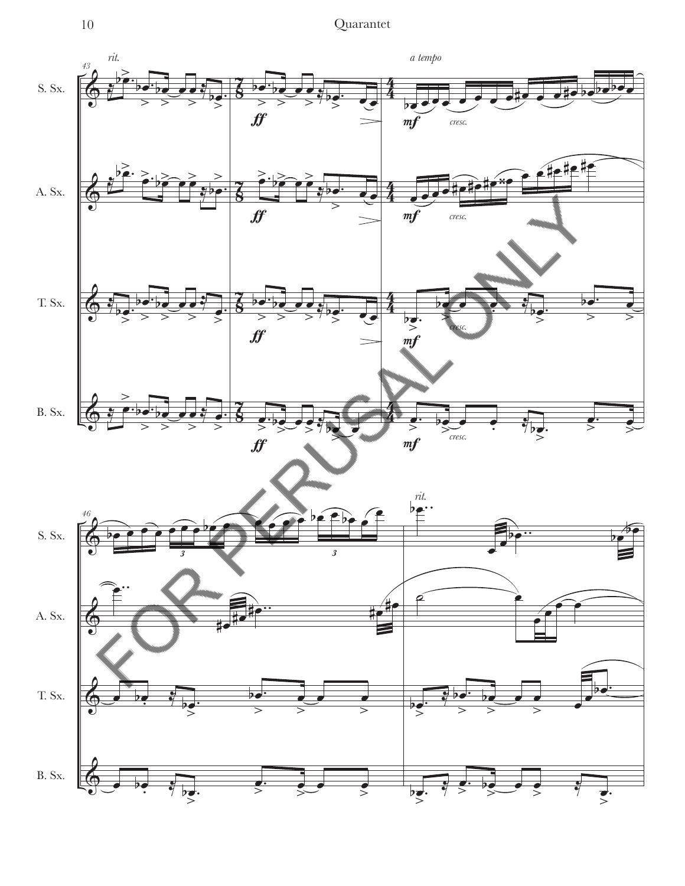*rit.* *a tempo*

S. Sx.

A. Sx.

T. Sx.

B. Sx.

*ff* *mf* *cresc.*

*rit.*

FOR PERUSAL ONLY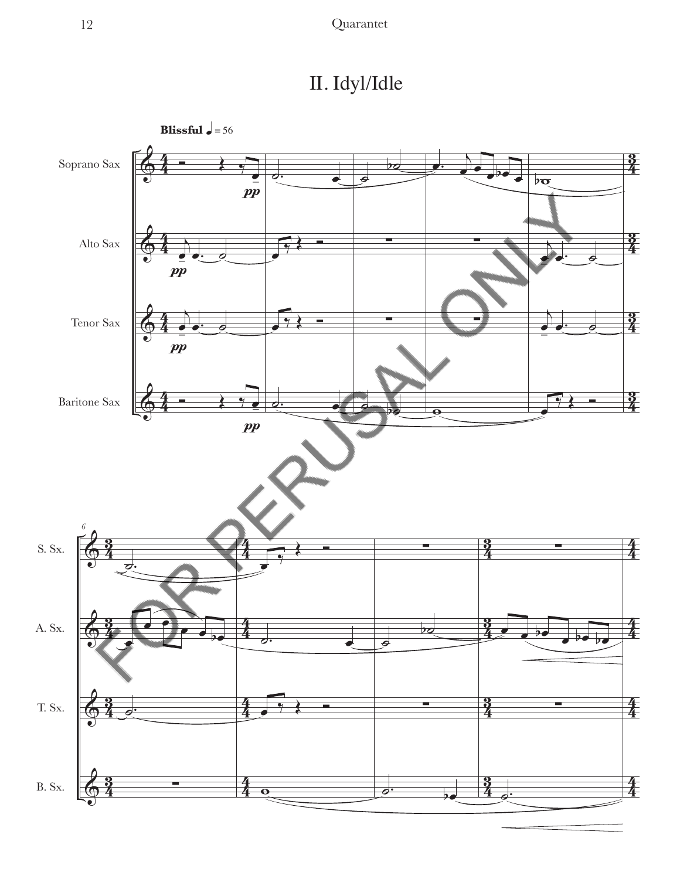# II. Idyl/Idle

**Blissful** ♩ = 56

Soprano Sax

Alto Sax

Tenor Sax

Baritone Sax

*pp*

S. Sx.

A. Sx.

T. Sx.

B. Sx.

FOR PERUSAL ONLY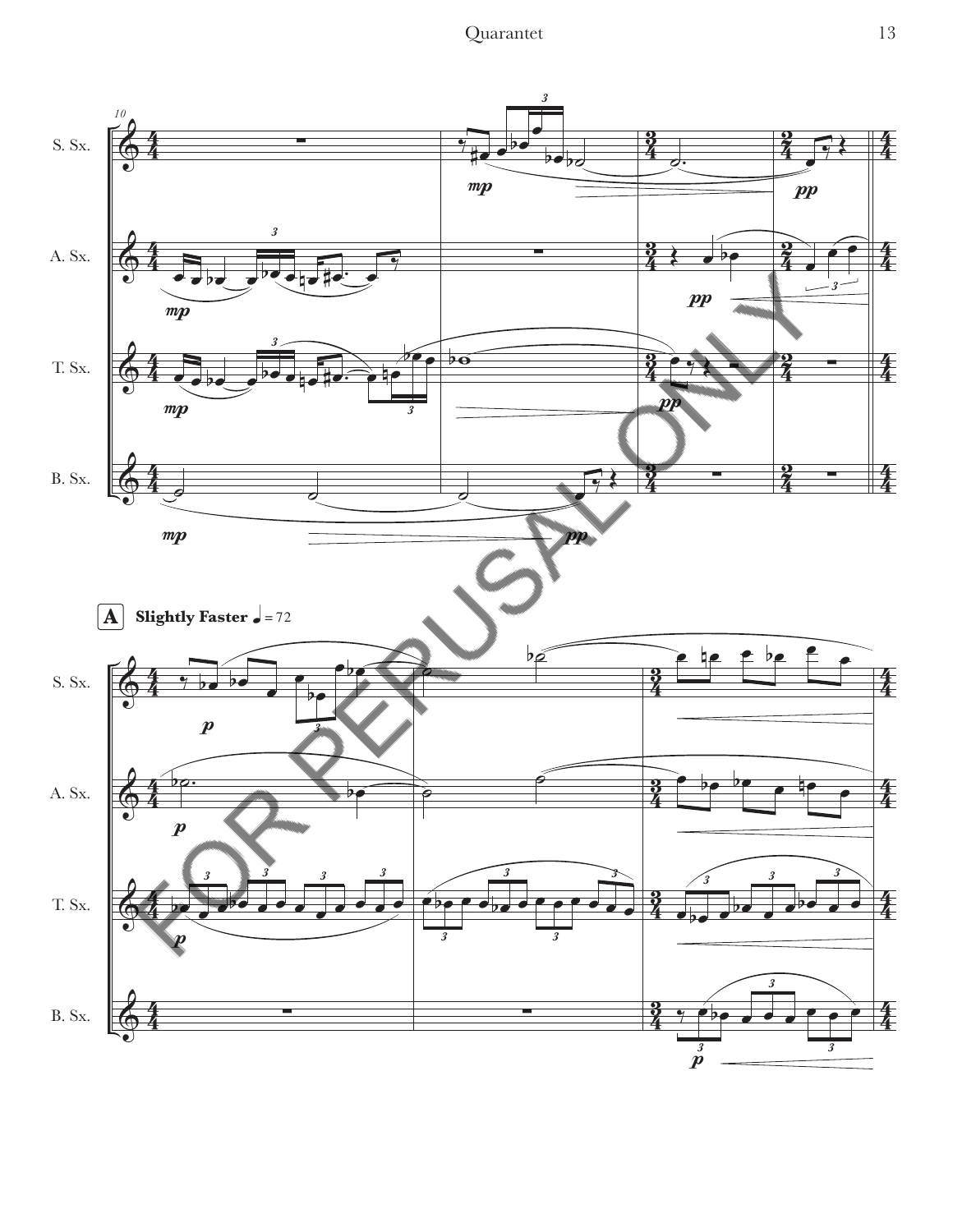S. Sx.

A. Sx.

T. Sx.

B. Sx.

**A** **Slightly Faster** ♩ = 72

S. Sx.

A. Sx.

T. Sx.

B. Sx.

FOR PERUSAL ONLY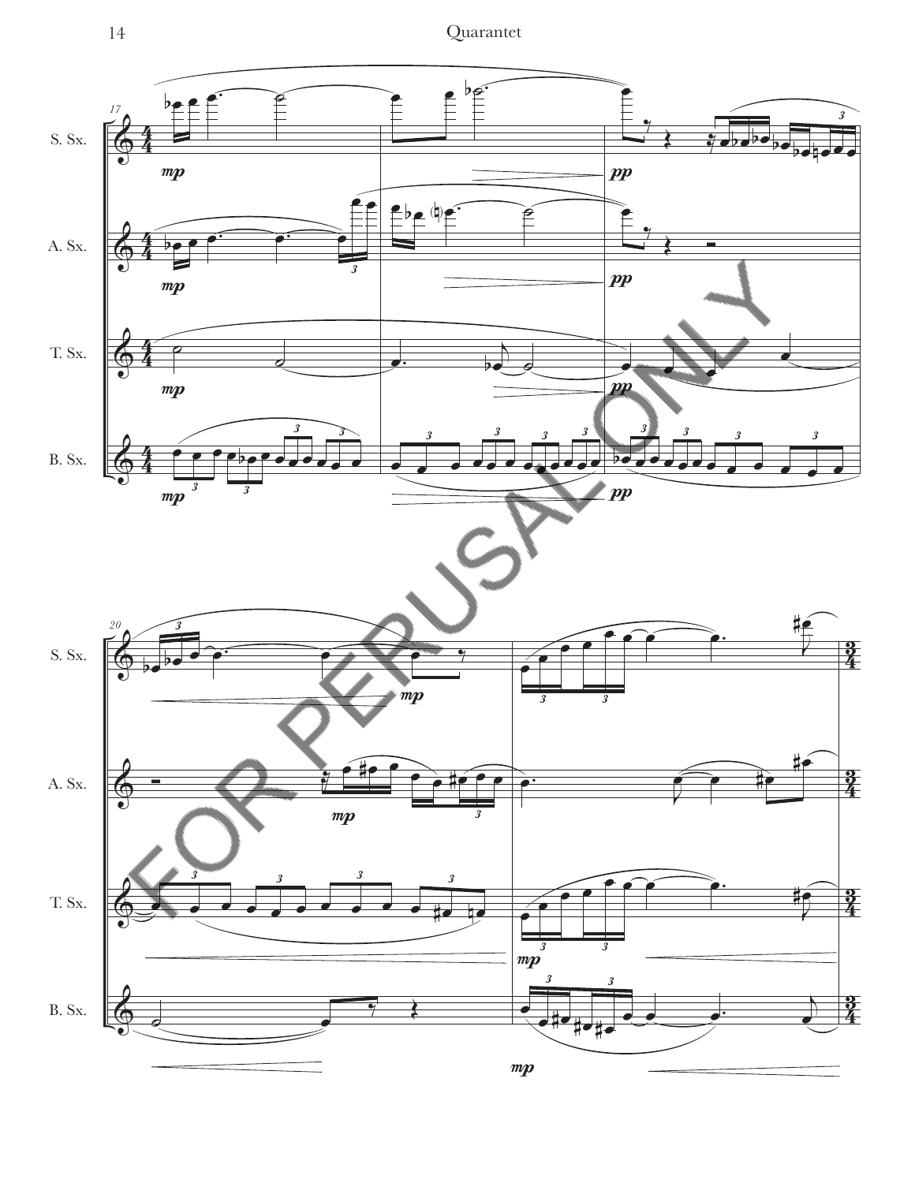S. Sx.

A. Sx.

T. Sx.

B. Sx.

FOR PERUSAL ONLY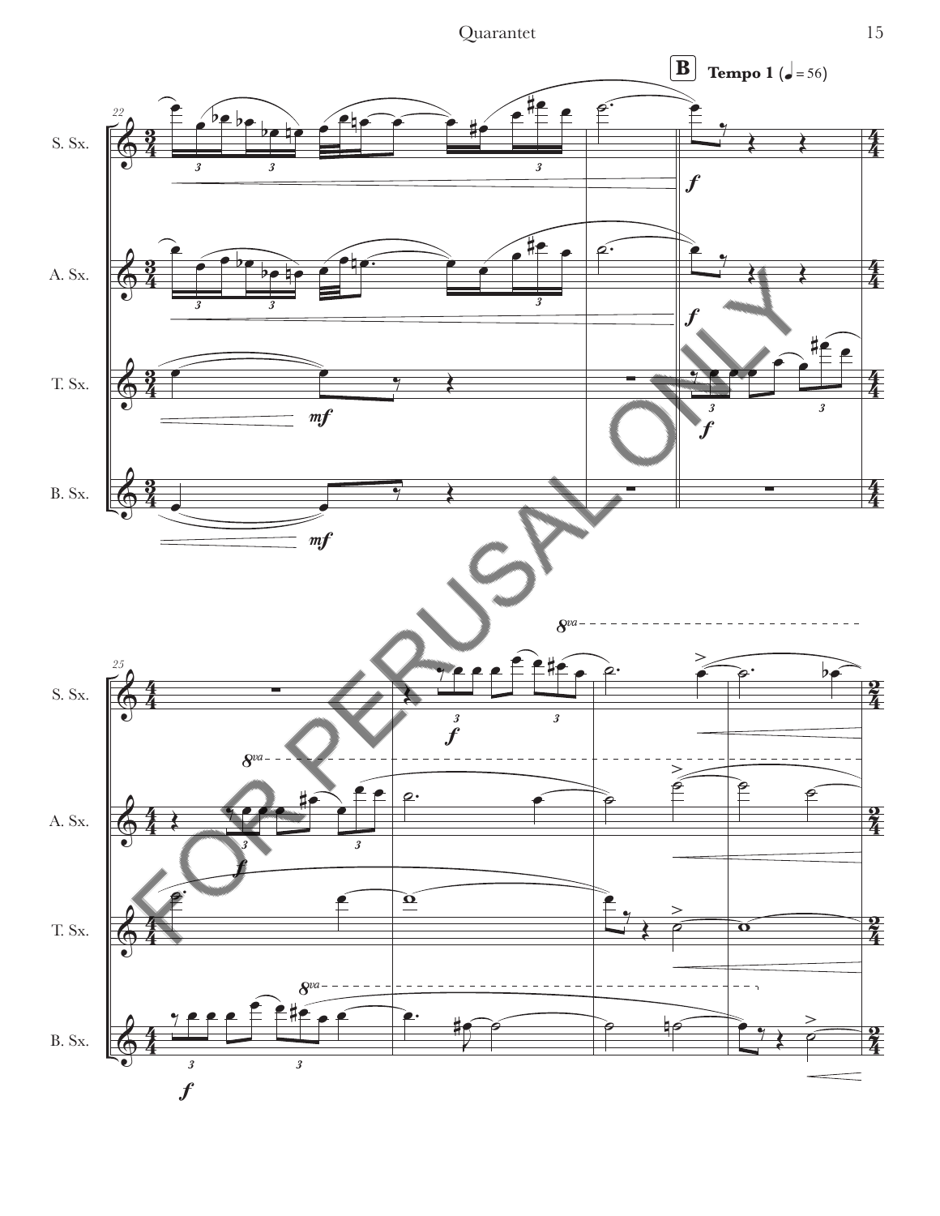**B** **Tempo 1** (♩ = 56)

S. Sx.

A. Sx.

T. Sx.

B. Sx.

FOR PERUSAL ONLY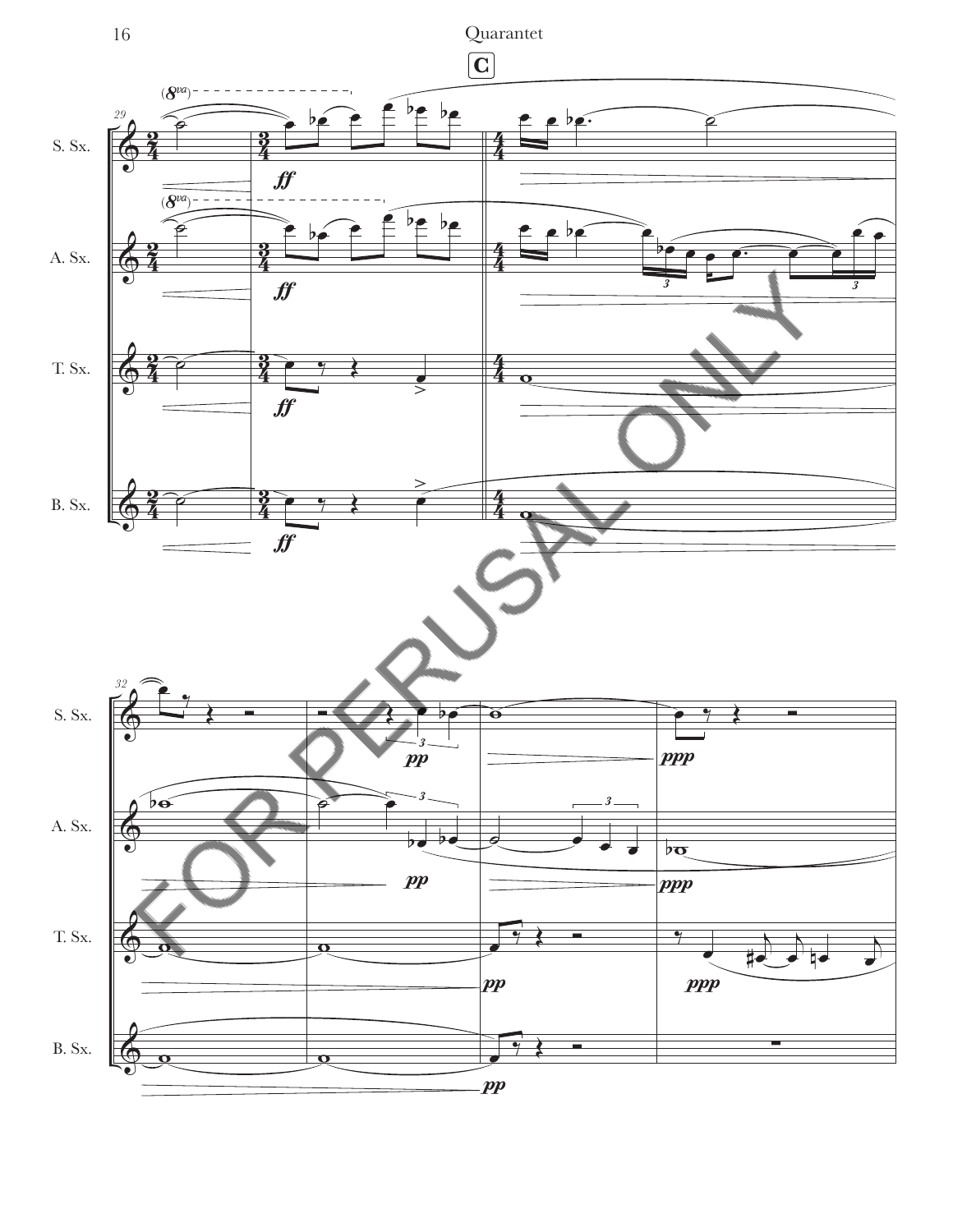**C**

S. Sx.

A. Sx.

T. Sx.

B. Sx.

FOR PERUSAL ONLY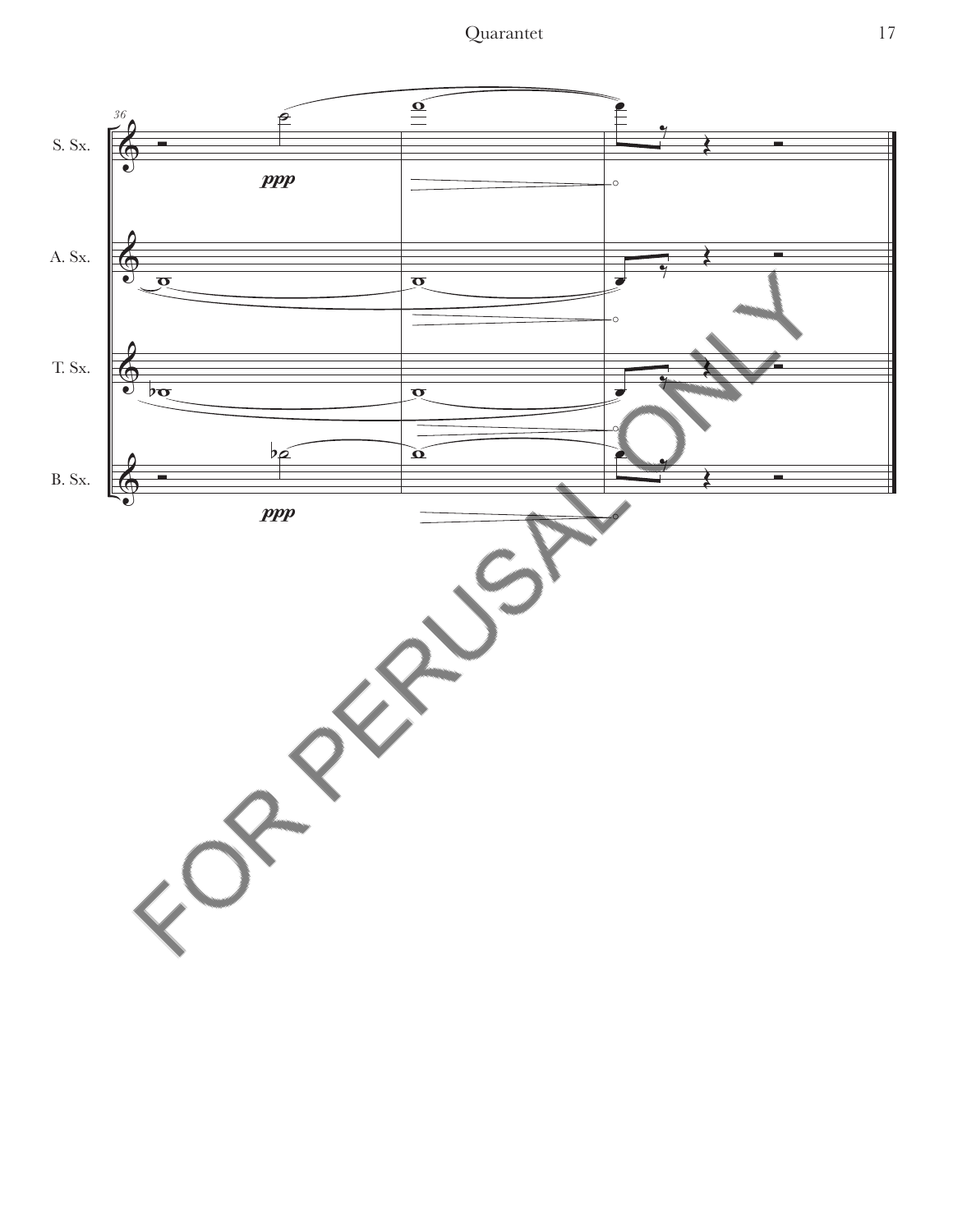36

S. Sx.

*ppp*

A. Sx.

T. Sx.

B. Sx.

*ppp*

FOR PERUSAL ONLY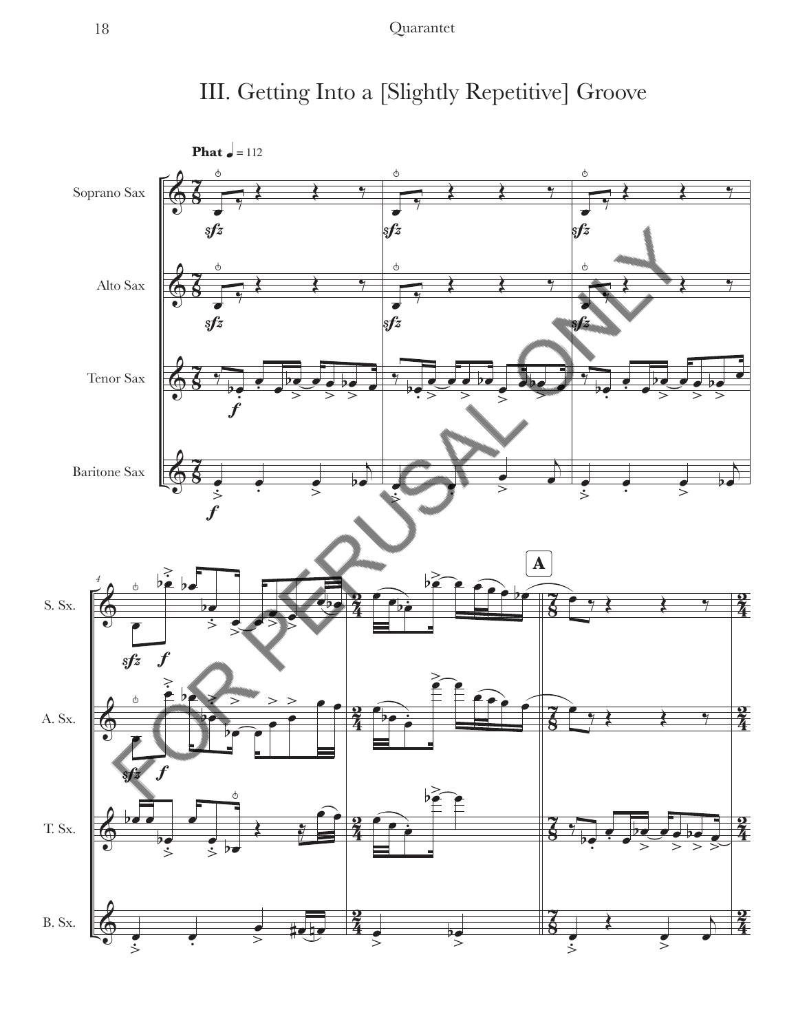# III. Getting Into a [Slightly Repetitive] Groove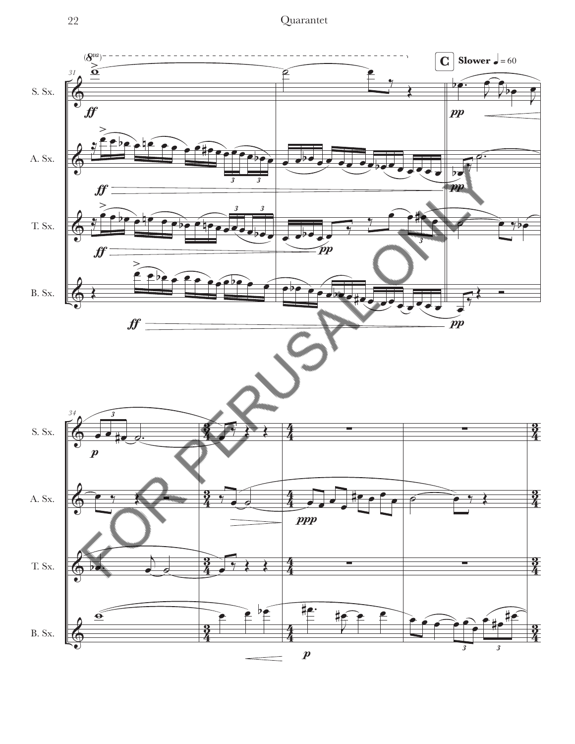**C** **Slower** ♩ = 60

S. Sx.

A. Sx.

T. Sx.

B. Sx.

FOR PERUSAL ONLY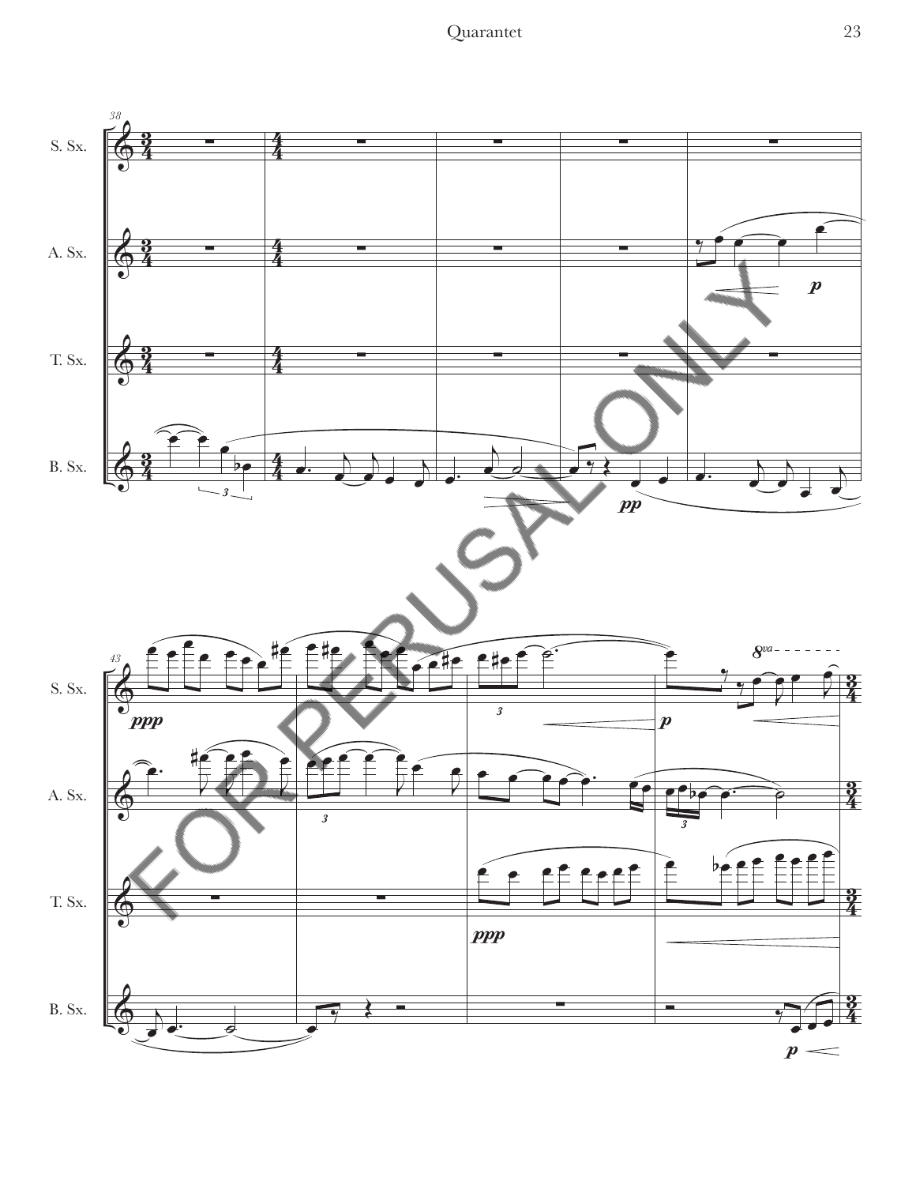S. Sx.

A. Sx.

T. Sx.

B. Sx.

FOR PERUSAL ONLY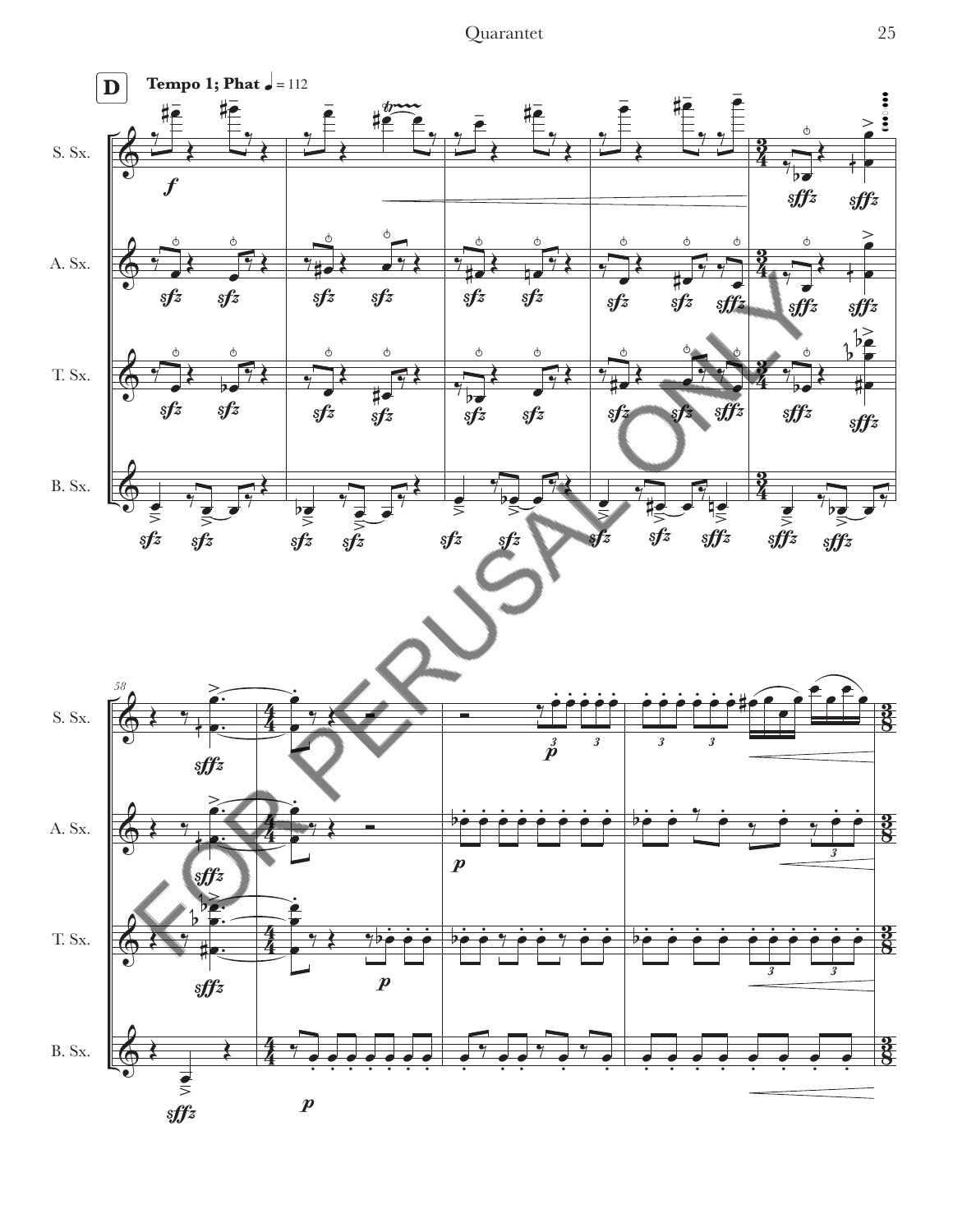**D** **Tempo 1; Phat** ♩ = 112

S. Sx.

A. Sx.

T. Sx.

B. Sx.

58

FOR PERUSAL ONLY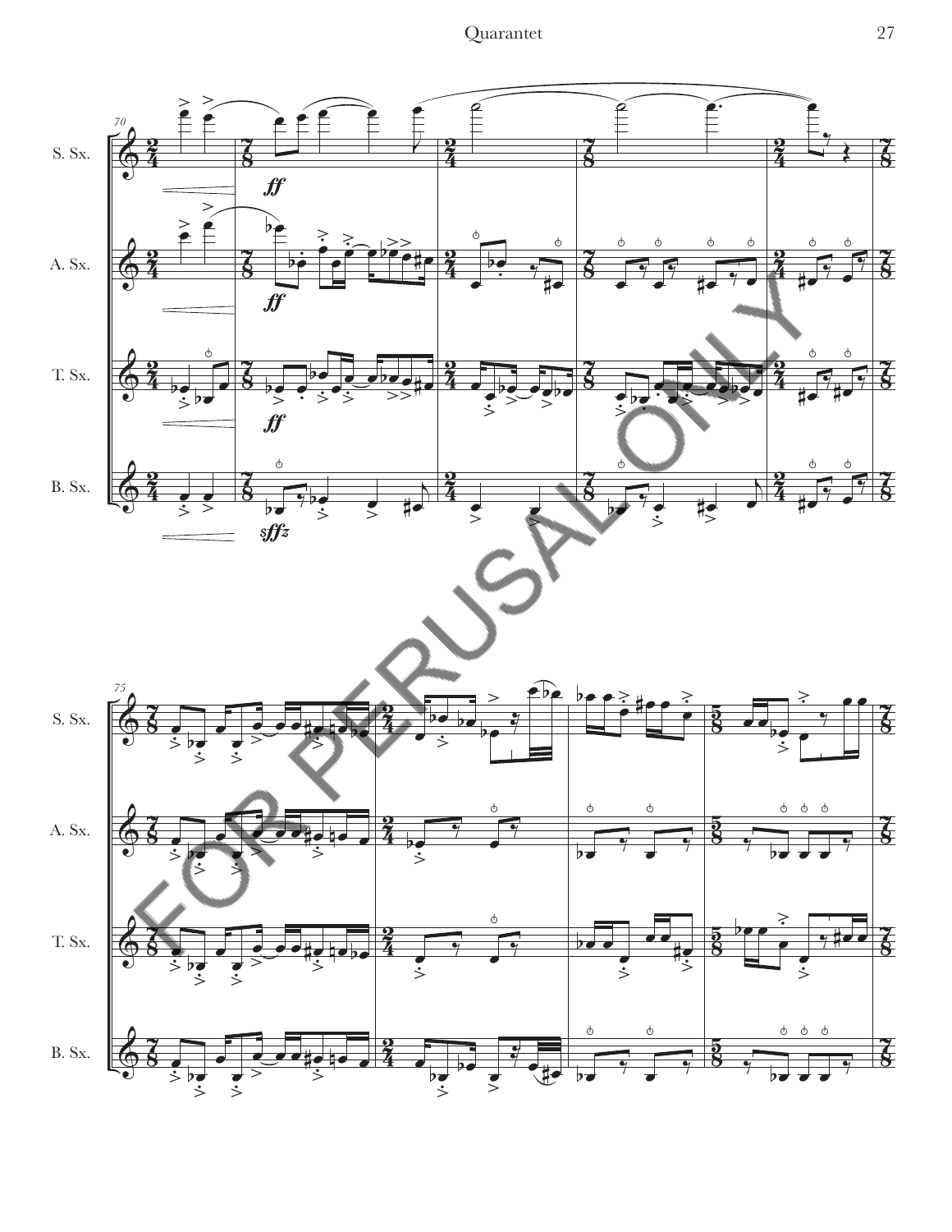S. Sx.

A. Sx.

T. Sx.

B. Sx.

FOR PERUSAL ONLY